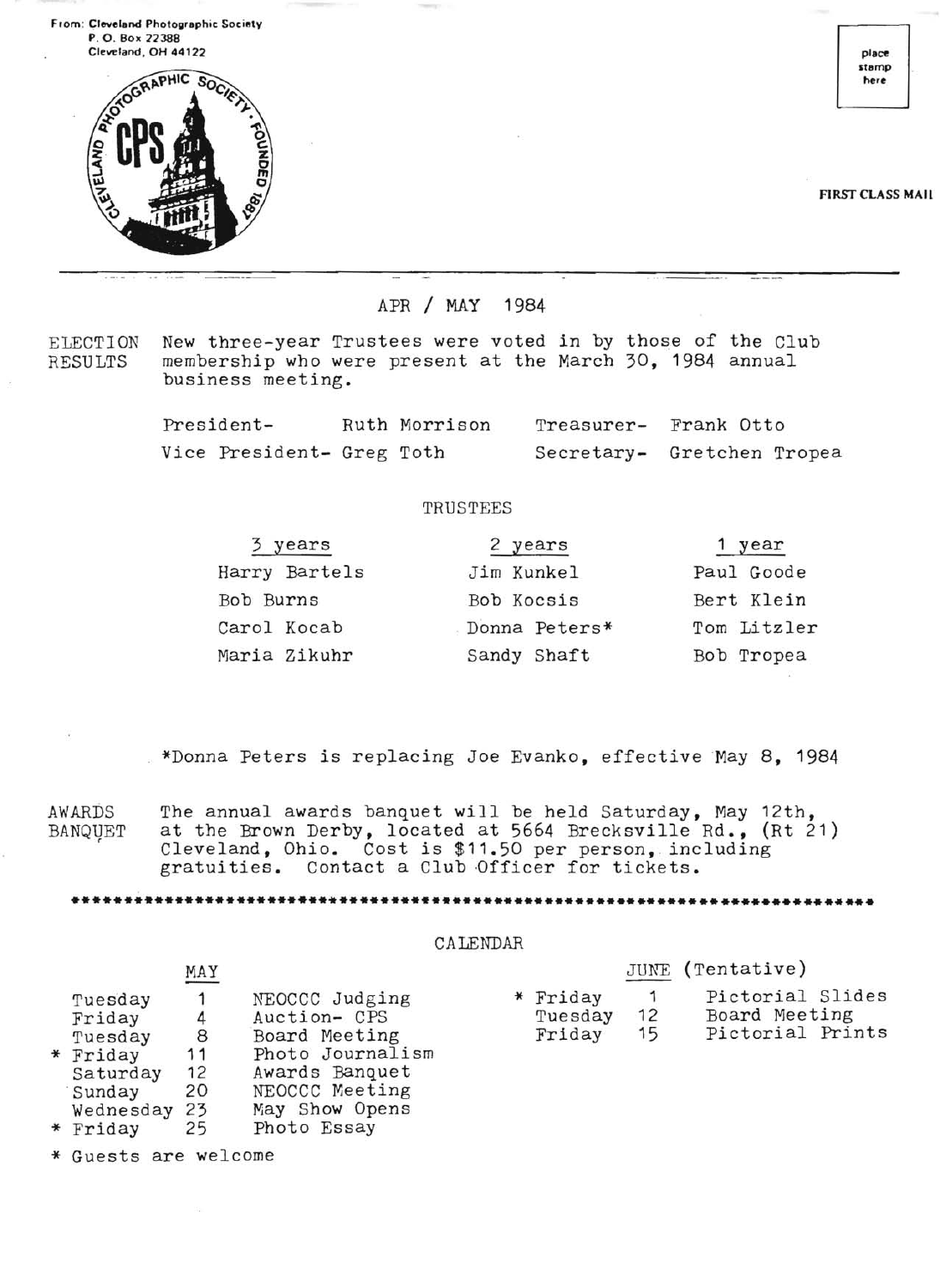From: Cleveland Photographic Society
P. O. Box 22388
Cleveland, OH 44122

CLEVELAND PHOTOGRAPHIC SOCIETY · FOUNDED 1887

CPS

place stamp here

FIRST CLASS MAIL

---

## APR / MAY 1984

**ELECTION RESULTS** New three-year Trustees were voted in by those of the Club membership who were present at the March 30, 1984 annual business meeting.

President- Ruth Morrison

Vice President- Greg Toth

Treasurer- Frank Otto

Secretary- Gretchen Tropea

### TRUSTEES

| 3 years | 2 years | 1 year |
|---|---|---|
| Harry Bartels | Jim Kunkel | Paul Goode |
| Bob Burns | Bob Kocsis | Bert Klein |
| Carol Kocab | Donna Peters* | Tom Litzler |
| Maria Zikuhr | Sandy Shaft | Bob Tropea |

*Donna Peters is replacing Joe Evanko, effective May 8, 1984

**AWARDS BANQUET** The annual awards banquet will be held Saturday, May 12th, at the Brown Derby, located at 5664 Brecksville Rd., (Rt 21) Cleveland, Ohio. Cost is $11.50 per person, including gratuities. Contact a Club Officer for tickets.

****************************************************************************

### CALENDAR

**MAY**

| Day | Date | Event |
|---|---|---|
| Tuesday | 1 | NEOCCC Judging |
| Friday | 4 | Auction- CPS |
| Tuesday | 8 | Board Meeting |
| * Friday | 11 | Photo Journalism |
| Saturday | 12 | Awards Banquet |
| Sunday | 20 | NEOCCC Meeting |
| Wednesday | 23 | May Show Opens |
| * Friday | 25 | Photo Essay |

**JUNE** (Tentative)

| Day | Date | Event |
|---|---|---|
| * Friday | 1 | Pictorial Slides |
| Tuesday | 12 | Board Meeting |
| Friday | 15 | Pictorial Prints |

* Guests are welcome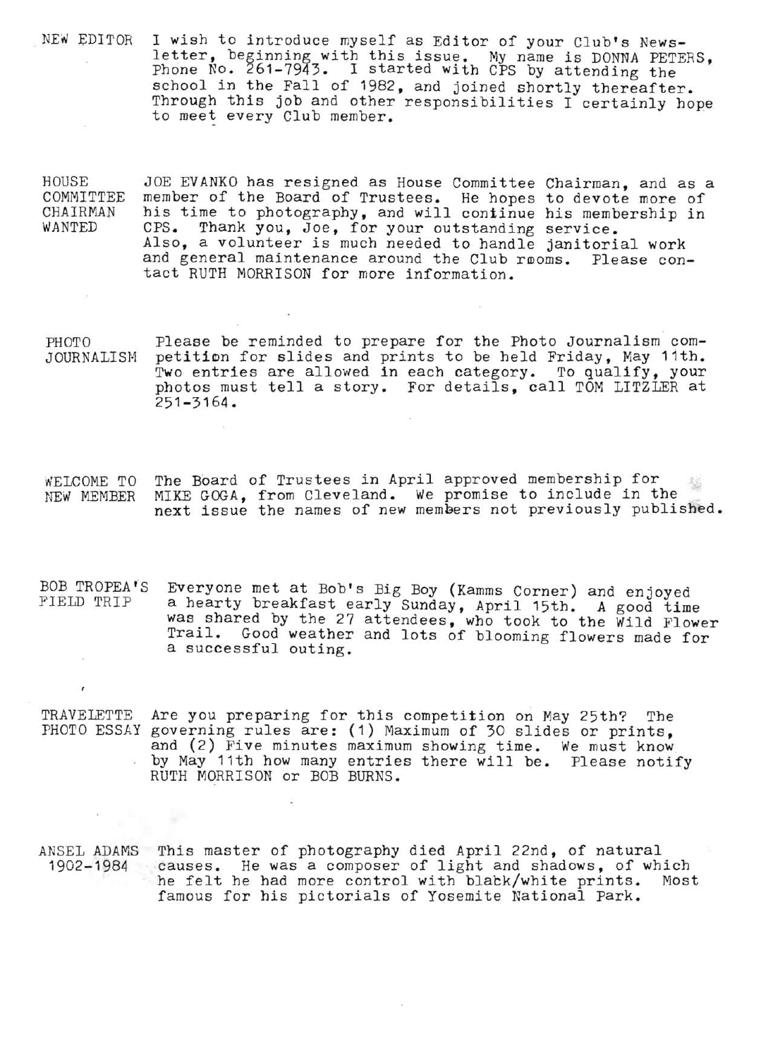**NEW EDITOR**

I wish to introduce myself as Editor of your Club's Newsletter, beginning with this issue. My name is DONNA PETERS, Phone No. 261-7943. I started with CPS by attending the school in the Fall of 1982, and joined shortly thereafter. Through this job and other responsibilities I certainly hope to meet every Club member.

**HOUSE COMMITTEE CHAIRMAN WANTED**

JOE EVANKO has resigned as House Committee Chairman, and as a member of the Board of Trustees. He hopes to devote more of his time to photography, and will continue his membership in CPS. Thank you, Joe, for your outstanding service.
Also, a volunteer is much needed to handle janitorial work and general maintenance around the Club rooms. Please contact RUTH MORRISON for more information.

**PHOTO JOURNALISM**

Please be reminded to prepare for the Photo Journalism competition for slides and prints to be held Friday, May 11th. Two entries are allowed in each category. To qualify, your photos must tell a story. For details, call TOM LITZLER at 251-3164.

**WELCOME TO NEW MEMBER**

The Board of Trustees in April approved membership for MIKE GOGA, from Cleveland. We promise to include in the next issue the names of new members not previously published.

**BOB TROPEA'S FIELD TRIP**

Everyone met at Bob's Big Boy (Kamms Corner) and enjoyed a hearty breakfast early Sunday, April 15th. A good time was shared by the 27 attendees, who took to the Wild Flower Trail. Good weather and lots of blooming flowers made for a successful outing.

**TRAVELETTE PHOTO ESSAY**

Are you preparing for this competition on May 25th? The governing rules are: (1) Maximum of 30 slides or prints, and (2) Five minutes maximum showing time. We must know by May 11th how many entries there will be. Please notify RUTH MORRISON or BOB BURNS.

**ANSEL ADAMS 1902-1984**

This master of photography died April 22nd, of natural causes. He was a composer of light and shadows, of which he felt he had more control with black/white prints. Most famous for his pictorials of Yosemite National Park.